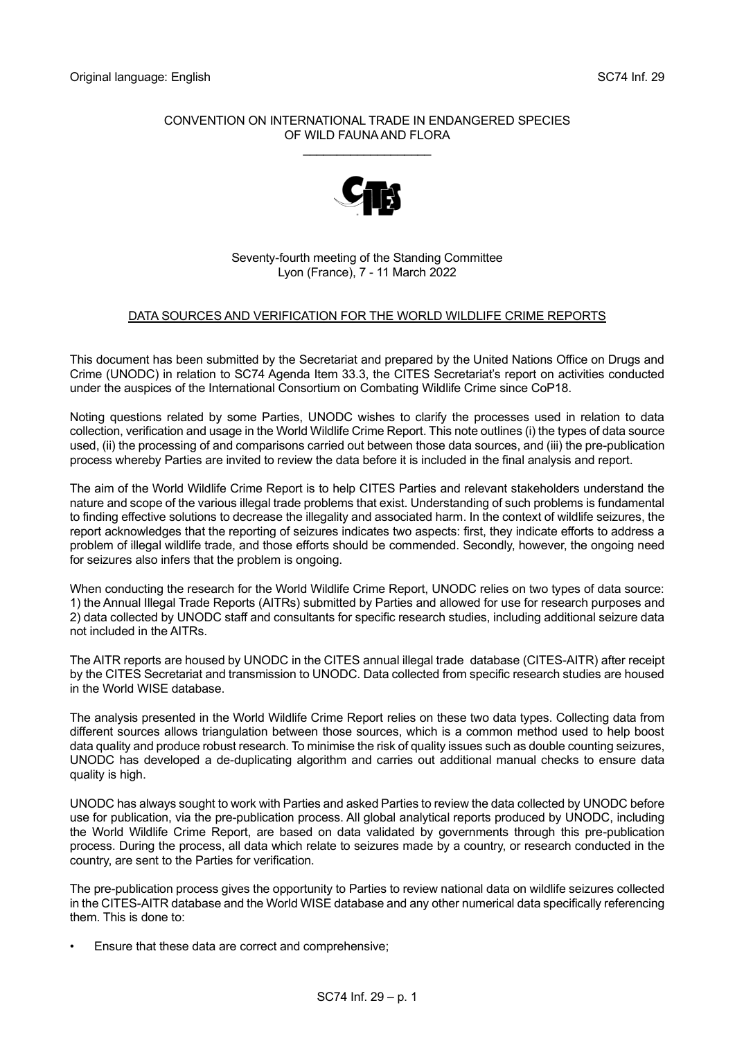Original language: English SC74 Inf. 29

CONVENTION ON INTERNATIONAL TRADE IN ENDANGERED SPECIES OF WILD FAUNA AND FLORA

\_\_\_\_\_\_\_\_\_\_\_\_\_\_\_\_\_\_\_\_

Seventy-fourth meeting of the Standing Committee
Lyon (France), 7 - 11 March 2022

## DATA SOURCES AND VERIFICATION FOR THE WORLD WILDLIFE CRIME REPORTS

This document has been submitted by the Secretariat and prepared by the United Nations Office on Drugs and Crime (UNODC) in relation to SC74 Agenda Item 33.3, the CITES Secretariat's report on activities conducted under the auspices of the International Consortium on Combating Wildlife Crime since CoP18.

Noting questions related by some Parties, UNODC wishes to clarify the processes used in relation to data collection, verification and usage in the World Wildlife Crime Report. This note outlines (i) the types of data source used, (ii) the processing of and comparisons carried out between those data sources, and (iii) the pre-publication process whereby Parties are invited to review the data before it is included in the final analysis and report.

The aim of the World Wildlife Crime Report is to help CITES Parties and relevant stakeholders understand the nature and scope of the various illegal trade problems that exist. Understanding of such problems is fundamental to finding effective solutions to decrease the illegality and associated harm. In the context of wildlife seizures, the report acknowledges that the reporting of seizures indicates two aspects: first, they indicate efforts to address a problem of illegal wildlife trade, and those efforts should be commended. Secondly, however, the ongoing need for seizures also infers that the problem is ongoing.

When conducting the research for the World Wildlife Crime Report, UNODC relies on two types of data source: 1) the Annual Illegal Trade Reports (AITRs) submitted by Parties and allowed for use for research purposes and 2) data collected by UNODC staff and consultants for specific research studies, including additional seizure data not included in the AITRs.

The AITR reports are housed by UNODC in the CITES annual illegal trade database (CITES-AITR) after receipt by the CITES Secretariat and transmission to UNODC. Data collected from specific research studies are housed in the World WISE database.

The analysis presented in the World Wildlife Crime Report relies on these two data types. Collecting data from different sources allows triangulation between those sources, which is a common method used to help boost data quality and produce robust research. To minimise the risk of quality issues such as double counting seizures, UNODC has developed a de-duplicating algorithm and carries out additional manual checks to ensure data quality is high.

UNODC has always sought to work with Parties and asked Parties to review the data collected by UNODC before use for publication, via the pre-publication process. All global analytical reports produced by UNODC, including the World Wildlife Crime Report, are based on data validated by governments through this pre-publication process. During the process, all data which relate to seizures made by a country, or research conducted in the country, are sent to the Parties for verification.

The pre-publication process gives the opportunity to Parties to review national data on wildlife seizures collected in the CITES-AITR database and the World WISE database and any other numerical data specifically referencing them. This is done to:

- Ensure that these data are correct and comprehensive;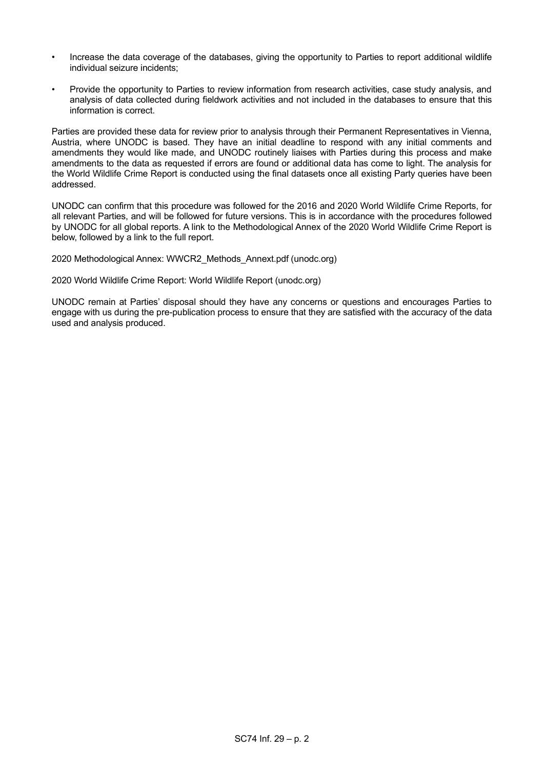- Increase the data coverage of the databases, giving the opportunity to Parties to report additional wildlife individual seizure incidents;
- Provide the opportunity to Parties to review information from research activities, case study analysis, and analysis of data collected during fieldwork activities and not included in the databases to ensure that this information is correct.

Parties are provided these data for review prior to analysis through their Permanent Representatives in Vienna, Austria, where UNODC is based. They have an initial deadline to respond with any initial comments and amendments they would like made, and UNODC routinely liaises with Parties during this process and make amendments to the data as requested if errors are found or additional data has come to light. The analysis for the World Wildlife Crime Report is conducted using the final datasets once all existing Party queries have been addressed.

UNODC can confirm that this procedure was followed for the 2016 and 2020 World Wildlife Crime Reports, for all relevant Parties, and will be followed for future versions. This is in accordance with the procedures followed by UNODC for all global reports. A link to the Methodological Annex of the 2020 World Wildlife Crime Report is below, followed by a link to the full report.

2020 Methodological Annex: WWCR2_Methods_Annext.pdf (unodc.org)

2020 World Wildlife Crime Report: World Wildlife Report (unodc.org)

UNODC remain at Parties' disposal should they have any concerns or questions and encourages Parties to engage with us during the pre-publication process to ensure that they are satisfied with the accuracy of the data used and analysis produced.